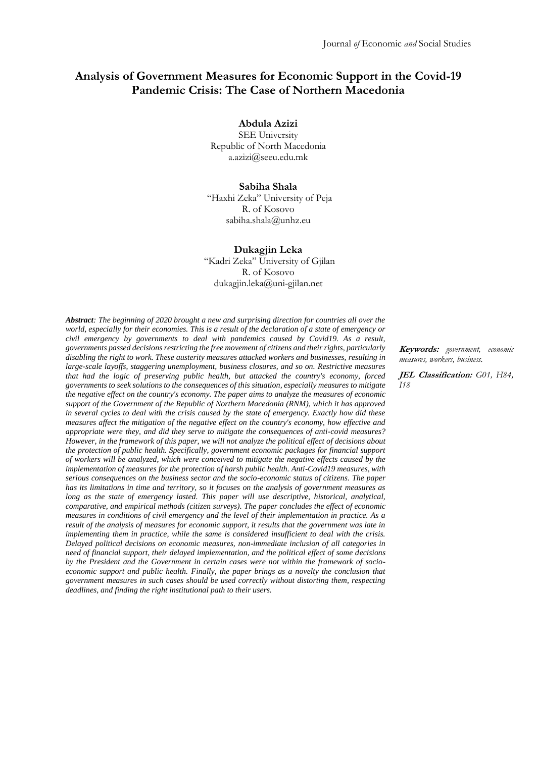# Analysis of Government Measures for Economic Support in the Covid-19 Pandemic Crisis: The Case of Northern Macedonia

**Abdula Azizi**
SEE University
Republic of North Macedonia
a.azizi@seeu.edu.mk

**Sabiha Shala**
"Haxhi Zeka" University of Peja
R. of Kosovo
sabiha.shala@unhz.eu

**Dukagjin Leka**
"Kadri Zeka" University of Gjilan
R. of Kosovo
dukagjin.leka@uni-gjilan.net

***Abstract**: The beginning of 2020 brought a new and surprising direction for countries all over the world, especially for their economies. This is a result of the declaration of a state of emergency or civil emergency by governments to deal with pandemics caused by Covid19. As a result, governments passed decisions restricting the free movement of citizens and their rights, particularly disabling the right to work. These austerity measures attacked workers and businesses, resulting in large-scale layoffs, staggering unemployment, business closures, and so on. Restrictive measures that had the logic of preserving public health, but attacked the country's economy, forced governments to seek solutions to the consequences of this situation, especially measures to mitigate the negative effect on the country's economy. The paper aims to analyze the measures of economic support of the Government of the Republic of Northern Macedonia (RNM), which it has approved in several cycles to deal with the crisis caused by the state of emergency. Exactly how did these measures affect the mitigation of the negative effect on the country's economy, how effective and appropriate were they, and did they serve to mitigate the consequences of anti-covid measures? However, in the framework of this paper, we will not analyze the political effect of decisions about the protection of public health. Specifically, government economic packages for financial support of workers will be analyzed, which were conceived to mitigate the negative effects caused by the implementation of measures for the protection of harsh public health. Anti-Covid19 measures, with serious consequences on the business sector and the socio-economic status of citizens. The paper has its limitations in time and territory, so it focuses on the analysis of government measures as long as the state of emergency lasted. This paper will use descriptive, historical, analytical, comparative, and empirical methods (citizen surveys). The paper concludes the effect of economic measures in conditions of civil emergency and the level of their implementation in practice. As a result of the analysis of measures for economic support, it results that the government was late in implementing them in practice, while the same is considered insufficient to deal with the crisis. Delayed political decisions on economic measures, non-immediate inclusion of all categories in need of financial support, their delayed implementation, and the political effect of some decisions by the President and the Government in certain cases were not within the framework of socio-economic support and public health. Finally, the paper brings as a novelty the conclusion that government measures in such cases should be used correctly without distorting them, respecting deadlines, and finding the right institutional path to their users.*

**Keywords:** *government, economic measures, workers, business.*

**JEL Classification:** *G01, H84, I18*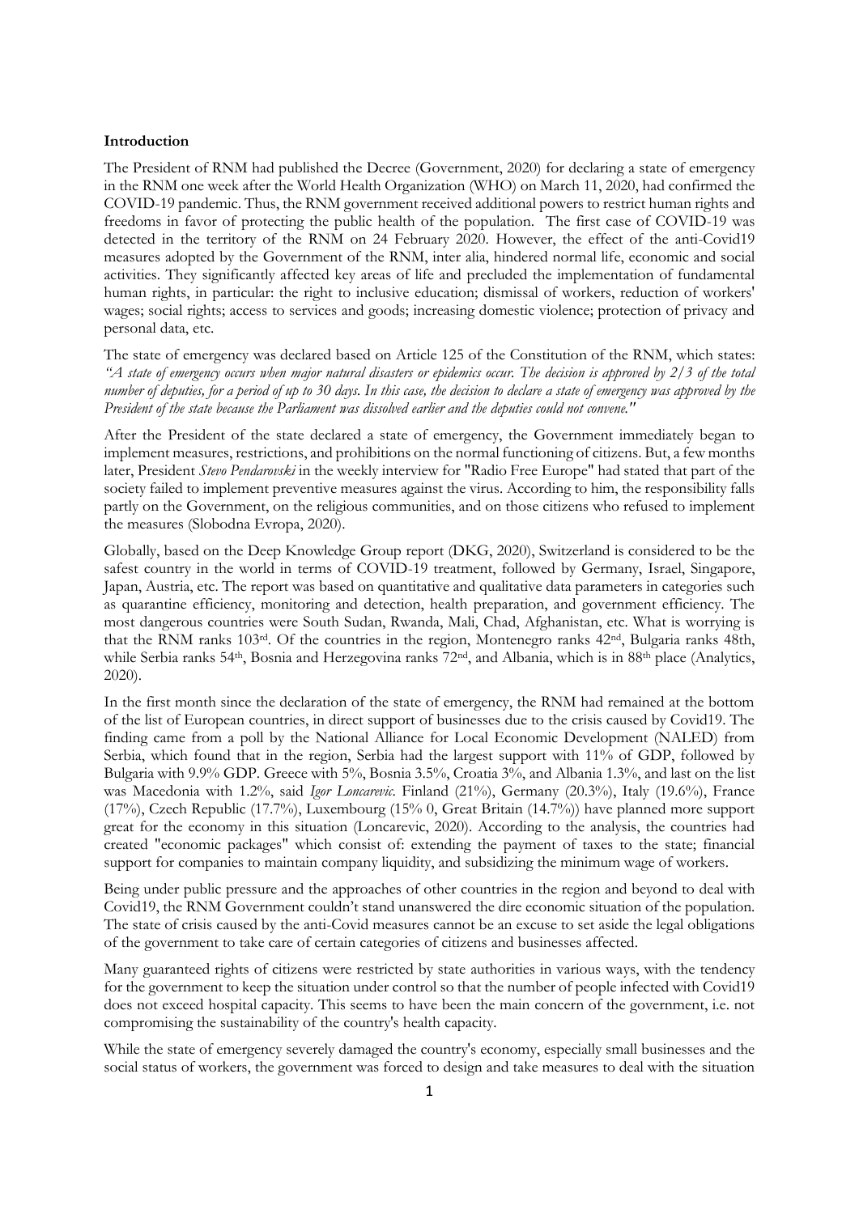**Introduction**

The President of RNM had published the Decree (Government, 2020) for declaring a state of emergency in the RNM one week after the World Health Organization (WHO) on March 11, 2020, had confirmed the COVID-19 pandemic. Thus, the RNM government received additional powers to restrict human rights and freedoms in favor of protecting the public health of the population. The first case of COVID-19 was detected in the territory of the RNM on 24 February 2020. However, the effect of the anti-Covid19 measures adopted by the Government of the RNM, inter alia, hindered normal life, economic and social activities. They significantly affected key areas of life and precluded the implementation of fundamental human rights, in particular: the right to inclusive education; dismissal of workers, reduction of workers' wages; social rights; access to services and goods; increasing domestic violence; protection of privacy and personal data, etc.

The state of emergency was declared based on Article 125 of the Constitution of the RNM, which states: *"A state of emergency occurs when major natural disasters or epidemics occur. The decision is approved by 2/3 of the total number of deputies, for a period of up to 30 days. In this case, the decision to declare a state of emergency was approved by the President of the state because the Parliament was dissolved earlier and the deputies could not convene."*

After the President of the state declared a state of emergency, the Government immediately began to implement measures, restrictions, and prohibitions on the normal functioning of citizens. But, a few months later, President *Stevo Pendarovski* in the weekly interview for "Radio Free Europe" had stated that part of the society failed to implement preventive measures against the virus. According to him, the responsibility falls partly on the Government, on the religious communities, and on those citizens who refused to implement the measures (Slobodna Evropa, 2020).

Globally, based on the Deep Knowledge Group report (DKG, 2020), Switzerland is considered to be the safest country in the world in terms of COVID-19 treatment, followed by Germany, Israel, Singapore, Japan, Austria, etc. The report was based on quantitative and qualitative data parameters in categories such as quarantine efficiency, monitoring and detection, health preparation, and government efficiency. The most dangerous countries were South Sudan, Rwanda, Mali, Chad, Afghanistan, etc. What is worrying is that the RNM ranks 103rd. Of the countries in the region, Montenegro ranks 42nd, Bulgaria ranks 48th, while Serbia ranks 54th, Bosnia and Herzegovina ranks 72nd, and Albania, which is in 88th place (Analytics, 2020).

In the first month since the declaration of the state of emergency, the RNM had remained at the bottom of the list of European countries, in direct support of businesses due to the crisis caused by Covid19. The finding came from a poll by the National Alliance for Local Economic Development (NALED) from Serbia, which found that in the region, Serbia had the largest support with 11% of GDP, followed by Bulgaria with 9.9% GDP. Greece with 5%, Bosnia 3.5%, Croatia 3%, and Albania 1.3%, and last on the list was Macedonia with 1.2%, said *Igor Loncarevic*. Finland (21%), Germany (20.3%), Italy (19.6%), France (17%), Czech Republic (17.7%), Luxembourg (15% 0, Great Britain (14.7%)) have planned more support great for the economy in this situation (Loncarevic, 2020). According to the analysis, the countries had created "economic packages" which consist of: extending the payment of taxes to the state; financial support for companies to maintain company liquidity, and subsidizing the minimum wage of workers.

Being under public pressure and the approaches of other countries in the region and beyond to deal with Covid19, the RNM Government couldn't stand unanswered the dire economic situation of the population. The state of crisis caused by the anti-Covid measures cannot be an excuse to set aside the legal obligations of the government to take care of certain categories of citizens and businesses affected.

Many guaranteed rights of citizens were restricted by state authorities in various ways, with the tendency for the government to keep the situation under control so that the number of people infected with Covid19 does not exceed hospital capacity. This seems to have been the main concern of the government, i.e. not compromising the sustainability of the country's health capacity.

While the state of emergency severely damaged the country's economy, especially small businesses and the social status of workers, the government was forced to design and take measures to deal with the situation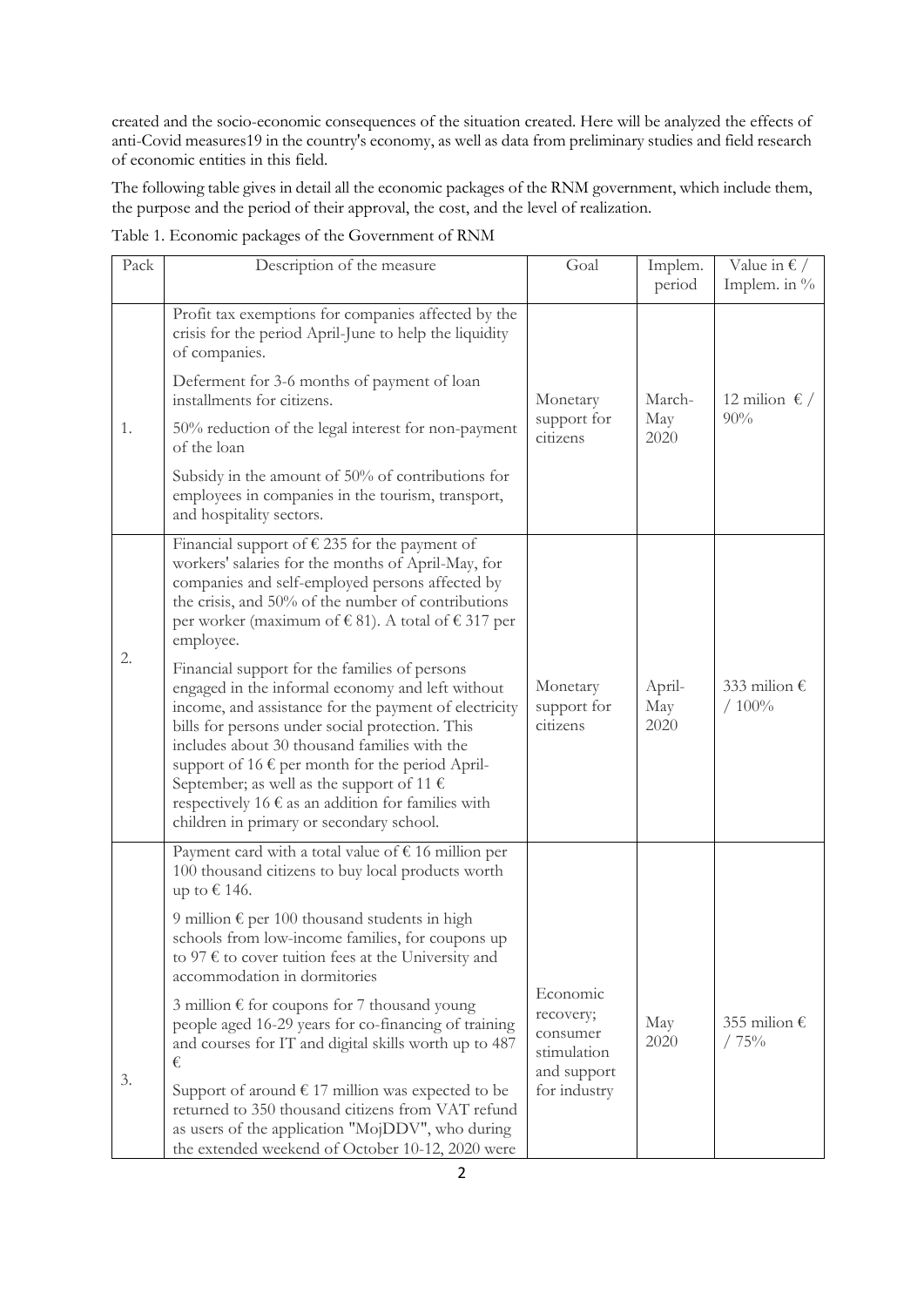created and the socio-economic consequences of the situation created. Here will be analyzed the effects of anti-Covid measures19 in the country's economy, as well as data from preliminary studies and field research of economic entities in this field.

The following table gives in detail all the economic packages of the RNM government, which include them, the purpose and the period of their approval, the cost, and the level of realization.

Table 1. Economic packages of the Government of RNM

| Pack | Description of the measure | Goal | Implem. period | Value in € / Implem. in % |
|---|---|---|---|---|
| 1. | Profit tax exemptions for companies affected by the crisis for the period April-June to help the liquidity of companies.<br><br>Deferment for 3-6 months of payment of loan installments for citizens.<br><br>50% reduction of the legal interest for non-payment of the loan<br><br>Subsidy in the amount of 50% of contributions for employees in companies in the tourism, transport, and hospitality sectors. | Monetary support for citizens | March-May 2020 | 12 milion € / 90% |
| 2. | Financial support of € 235 for the payment of workers' salaries for the months of April-May, for companies and self-employed persons affected by the crisis, and 50% of the number of contributions per worker (maximum of € 81). A total of € 317 per employee.<br><br>Financial support for the families of persons engaged in the informal economy and left without income, and assistance for the payment of electricity bills for persons under social protection. This includes about 30 thousand families with the support of 16 € per month for the period April-September; as well as the support of 11 € respectively 16 € as an addition for families with children in primary or secondary school. | Monetary support for citizens | April-May 2020 | 333 milion € / 100% |
| 3. | Payment card with a total value of € 16 million per 100 thousand citizens to buy local products worth up to € 146.<br><br>9 million € per 100 thousand students in high schools from low-income families, for coupons up to 97 € to cover tuition fees at the University and accommodation in dormitories<br><br>3 million € for coupons for 7 thousand young people aged 16-29 years for co-financing of training and courses for IT and digital skills worth up to 487 €<br><br>Support of around € 17 million was expected to be returned to 350 thousand citizens from VAT refund as users of the application "MojDDV", who during the extended weekend of October 10-12, 2020 were | Economic recovery; consumer stimulation and support for industry | May 2020 | 355 milion € / 75% |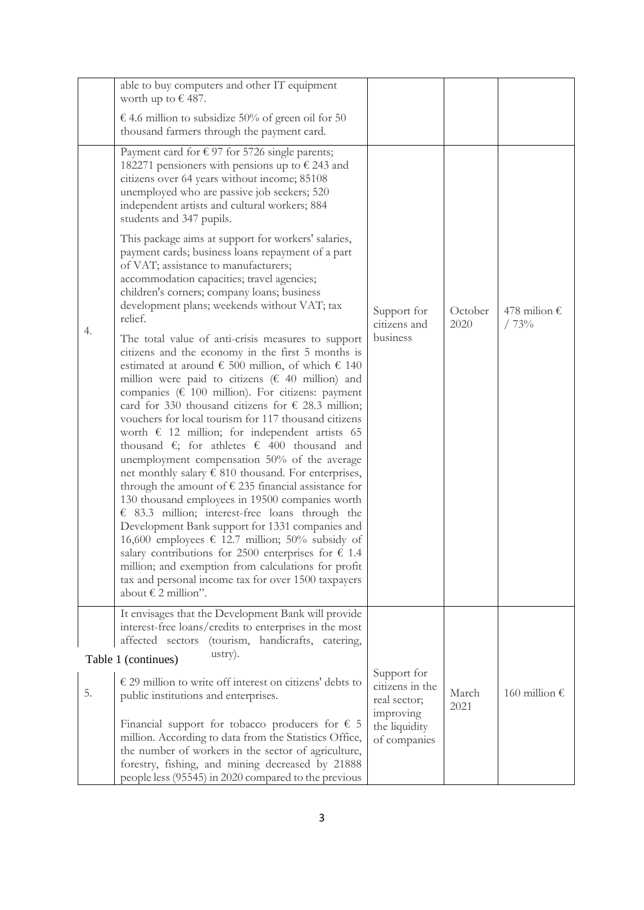| | | | | |
|---|---|---|---|---|
| | able to buy computers and other IT equipment worth up to € 487.<br><br>€ 4.6 million to subsidize 50% of green oil for 50 thousand farmers through the payment card. | | | |
| 4. | Payment card for € 97 for 5726 single parents; 182271 pensioners with pensions up to € 243 and citizens over 64 years without income; 85108 unemployed who are passive job seekers; 520 independent artists and cultural workers; 884 students and 347 pupils.<br><br>This package aims at support for workers' salaries, payment cards; business loans repayment of a part of VAT; assistance to manufacturers; accommodation capacities; travel agencies; children's corners; company loans; business development plans; weekends without VAT; tax relief.<br><br>The total value of anti-crisis measures to support citizens and the economy in the first 5 months is estimated at around € 500 million, of which € 140 million were paid to citizens (€ 40 million) and companies (€ 100 million). For citizens: payment card for 330 thousand citizens for € 28.3 million; vouchers for local tourism for 117 thousand citizens worth € 12 million; for independent artists 65 thousand €; for athletes € 400 thousand and unemployment compensation 50% of the average net monthly salary € 810 thousand. For enterprises, through the amount of € 235 financial assistance for 130 thousand employees in 19500 companies worth € 83.3 million; interest-free loans through the Development Bank support for 1331 companies and 16,600 employees € 12.7 million; 50% subsidy of salary contributions for 2500 enterprises for € 1.4 million; and exemption from calculations for profit tax and personal income tax for over 1500 taxpayers about € 2 million". | Support for citizens and business | October 2020 | 478 milion € / 73% |
| 5. | It envisages that the Development Bank will provide interest-free loans/credits to enterprises in the most affected sectors (tourism, handicrafts, catering, industry).<br><br>€ 29 million to write off interest on citizens' debts to public institutions and enterprises.<br><br>Financial support for tobacco producers for € 5 million. According to data from the Statistics Office, the number of workers in the sector of agriculture, forestry, fishing, and mining decreased by 21888 people less (95545) in 2020 compared to the previous | Support for citizens in the real sector; improving the liquidity of companies | March 2021 | 160 million € |

Table 1 (continues)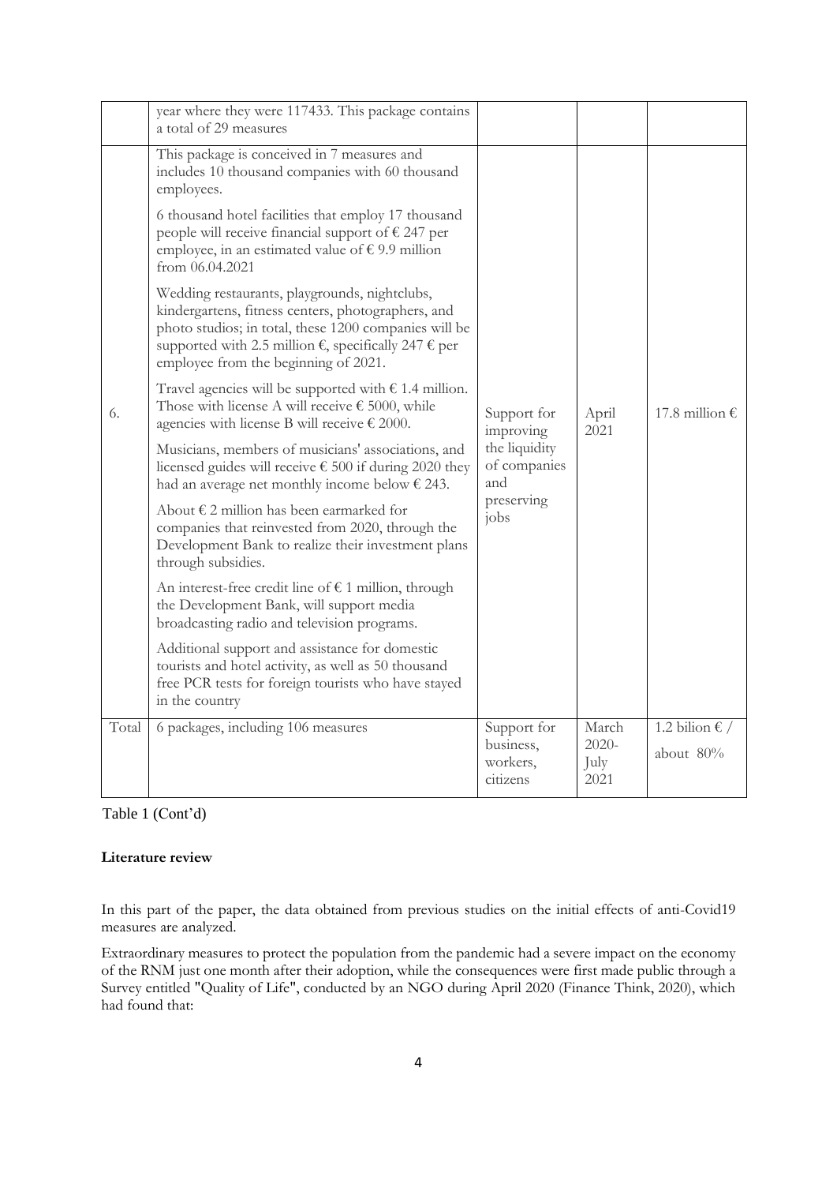| | | | | |
|---|---|---|---|---|
| | year where they were 117433. This package contains a total of 29 measures | | | |
| 6. | This package is conceived in 7 measures and includes 10 thousand companies with 60 thousand employees.<br><br>6 thousand hotel facilities that employ 17 thousand people will receive financial support of € 247 per employee, in an estimated value of € 9.9 million from 06.04.2021<br><br>Wedding restaurants, playgrounds, nightclubs, kindergartens, fitness centers, photographers, and photo studios; in total, these 1200 companies will be supported with 2.5 million €, specifically 247 € per employee from the beginning of 2021.<br><br>Travel agencies will be supported with € 1.4 million. Those with license A will receive € 5000, while agencies with license B will receive € 2000.<br><br>Musicians, members of musicians' associations, and licensed guides will receive € 500 if during 2020 they had an average net monthly income below € 243.<br><br>About € 2 million has been earmarked for companies that reinvested from 2020, through the Development Bank to realize their investment plans through subsidies.<br><br>An interest-free credit line of € 1 million, through the Development Bank, will support media broadcasting radio and television programs.<br><br>Additional support and assistance for domestic tourists and hotel activity, as well as 50 thousand free PCR tests for foreign tourists who have stayed in the country | Support for improving the liquidity of companies and preserving jobs | April 2021 | 17.8 million € |
| Total | 6 packages, including 106 measures | Support for business, workers, citizens | March 2020-July 2021 | 1.2 bilion € / about 80% |

Table 1 (Cont'd)

**Literature review**

In this part of the paper, the data obtained from previous studies on the initial effects of anti-Covid19 measures are analyzed.

Extraordinary measures to protect the population from the pandemic had a severe impact on the economy of the RNM just one month after their adoption, while the consequences were first made public through a Survey entitled "Quality of Life", conducted by an NGO during April 2020 (Finance Think, 2020), which had found that: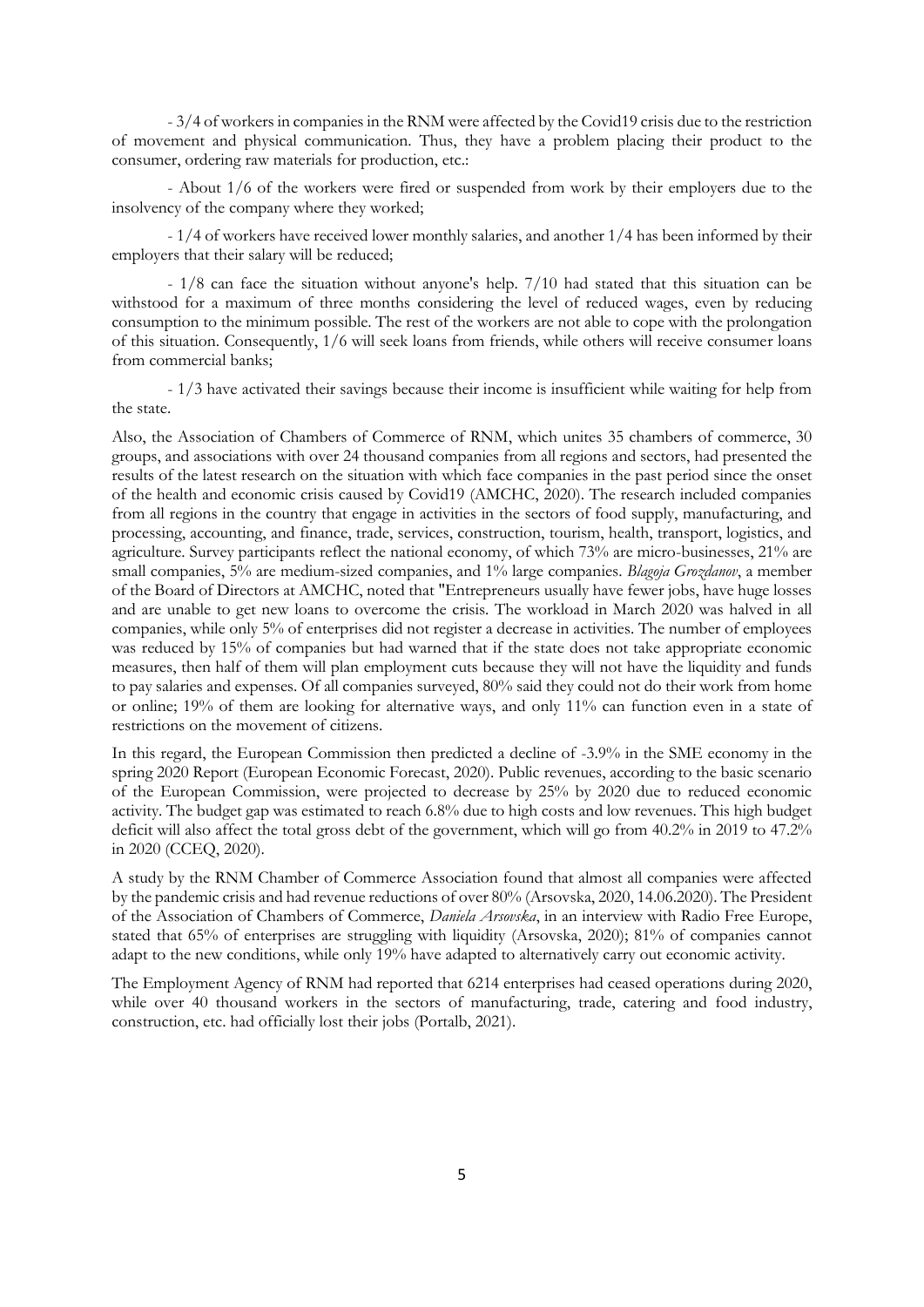- 3/4 of workers in companies in the RNM were affected by the Covid19 crisis due to the restriction of movement and physical communication. Thus, they have a problem placing their product to the consumer, ordering raw materials for production, etc.:

- About 1/6 of the workers were fired or suspended from work by their employers due to the insolvency of the company where they worked;

- 1/4 of workers have received lower monthly salaries, and another 1/4 has been informed by their employers that their salary will be reduced;

- 1/8 can face the situation without anyone's help. 7/10 had stated that this situation can be withstood for a maximum of three months considering the level of reduced wages, even by reducing consumption to the minimum possible. The rest of the workers are not able to cope with the prolongation of this situation. Consequently, 1/6 will seek loans from friends, while others will receive consumer loans from commercial banks;

- 1/3 have activated their savings because their income is insufficient while waiting for help from the state.

Also, the Association of Chambers of Commerce of RNM, which unites 35 chambers of commerce, 30 groups, and associations with over 24 thousand companies from all regions and sectors, had presented the results of the latest research on the situation with which face companies in the past period since the onset of the health and economic crisis caused by Covid19 (AMCHC, 2020). The research included companies from all regions in the country that engage in activities in the sectors of food supply, manufacturing, and processing, accounting, and finance, trade, services, construction, tourism, health, transport, logistics, and agriculture. Survey participants reflect the national economy, of which 73% are micro-businesses, 21% are small companies, 5% are medium-sized companies, and 1% large companies. *Blagoja Grozdanov*, a member of the Board of Directors at AMCHC, noted that "Entrepreneurs usually have fewer jobs, have huge losses and are unable to get new loans to overcome the crisis. The workload in March 2020 was halved in all companies, while only 5% of enterprises did not register a decrease in activities. The number of employees was reduced by 15% of companies but had warned that if the state does not take appropriate economic measures, then half of them will plan employment cuts because they will not have the liquidity and funds to pay salaries and expenses. Of all companies surveyed, 80% said they could not do their work from home or online; 19% of them are looking for alternative ways, and only 11% can function even in a state of restrictions on the movement of citizens.

In this regard, the European Commission then predicted a decline of -3.9% in the SME economy in the spring 2020 Report (European Economic Forecast, 2020). Public revenues, according to the basic scenario of the European Commission, were projected to decrease by 25% by 2020 due to reduced economic activity. The budget gap was estimated to reach 6.8% due to high costs and low revenues. This high budget deficit will also affect the total gross debt of the government, which will go from 40.2% in 2019 to 47.2% in 2020 (CCEQ, 2020).

A study by the RNM Chamber of Commerce Association found that almost all companies were affected by the pandemic crisis and had revenue reductions of over 80% (Arsovska, 2020, 14.06.2020). The President of the Association of Chambers of Commerce, *Daniela Arsovska*, in an interview with Radio Free Europe, stated that 65% of enterprises are struggling with liquidity (Arsovska, 2020); 81% of companies cannot adapt to the new conditions, while only 19% have adapted to alternatively carry out economic activity.

The Employment Agency of RNM had reported that 6214 enterprises had ceased operations during 2020, while over 40 thousand workers in the sectors of manufacturing, trade, catering and food industry, construction, etc. had officially lost their jobs (Portalb, 2021).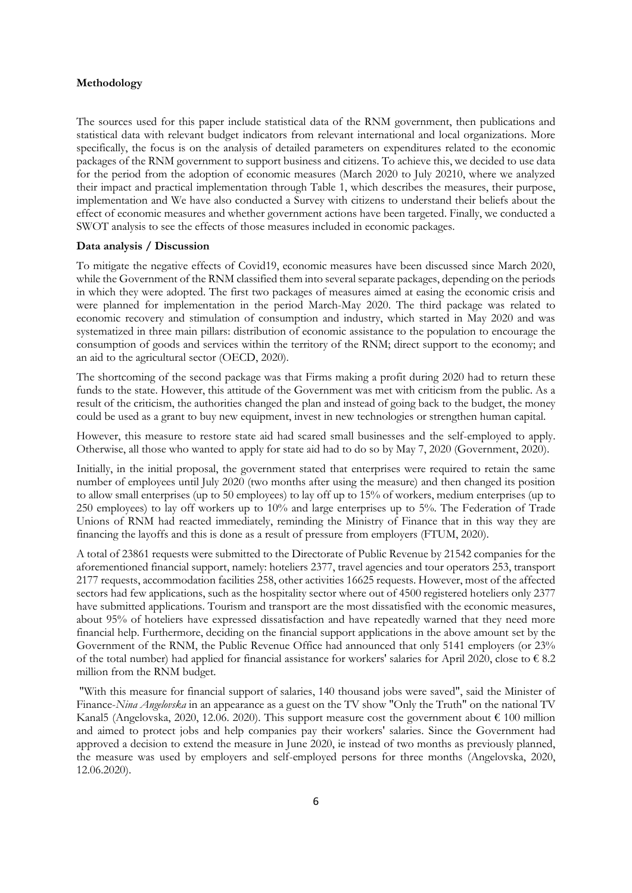**Methodology**

The sources used for this paper include statistical data of the RNM government, then publications and statistical data with relevant budget indicators from relevant international and local organizations. More specifically, the focus is on the analysis of detailed parameters on expenditures related to the economic packages of the RNM government to support business and citizens. To achieve this, we decided to use data for the period from the adoption of economic measures (March 2020 to July 20210, where we analyzed their impact and practical implementation through Table 1, which describes the measures, their purpose, implementation and We have also conducted a Survey with citizens to understand their beliefs about the effect of economic measures and whether government actions have been targeted. Finally, we conducted a SWOT analysis to see the effects of those measures included in economic packages.

**Data analysis / Discussion**

To mitigate the negative effects of Covid19, economic measures have been discussed since March 2020, while the Government of the RNM classified them into several separate packages, depending on the periods in which they were adopted. The first two packages of measures aimed at easing the economic crisis and were planned for implementation in the period March-May 2020. The third package was related to economic recovery and stimulation of consumption and industry, which started in May 2020 and was systematized in three main pillars: distribution of economic assistance to the population to encourage the consumption of goods and services within the territory of the RNM; direct support to the economy; and an aid to the agricultural sector (OECD, 2020).

The shortcoming of the second package was that Firms making a profit during 2020 had to return these funds to the state. However, this attitude of the Government was met with criticism from the public. As a result of the criticism, the authorities changed the plan and instead of going back to the budget, the money could be used as a grant to buy new equipment, invest in new technologies or strengthen human capital.

However, this measure to restore state aid had scared small businesses and the self-employed to apply. Otherwise, all those who wanted to apply for state aid had to do so by May 7, 2020 (Government, 2020).

Initially, in the initial proposal, the government stated that enterprises were required to retain the same number of employees until July 2020 (two months after using the measure) and then changed its position to allow small enterprises (up to 50 employees) to lay off up to 15% of workers, medium enterprises (up to 250 employees) to lay off workers up to 10% and large enterprises up to 5%. The Federation of Trade Unions of RNM had reacted immediately, reminding the Ministry of Finance that in this way they are financing the layoffs and this is done as a result of pressure from employers (FTUM, 2020).

A total of 23861 requests were submitted to the Directorate of Public Revenue by 21542 companies for the aforementioned financial support, namely: hoteliers 2377, travel agencies and tour operators 253, transport 2177 requests, accommodation facilities 258, other activities 16625 requests. However, most of the affected sectors had few applications, such as the hospitality sector where out of 4500 registered hoteliers only 2377 have submitted applications. Tourism and transport are the most dissatisfied with the economic measures, about 95% of hoteliers have expressed dissatisfaction and have repeatedly warned that they need more financial help. Furthermore, deciding on the financial support applications in the above amount set by the Government of the RNM, the Public Revenue Office had announced that only 5141 employers (or 23% of the total number) had applied for financial assistance for workers' salaries for April 2020, close to € 8.2 million from the RNM budget.

"With this measure for financial support of salaries, 140 thousand jobs were saved", said the Minister of Finance-*Nina Angelovska* in an appearance as a guest on the TV show "Only the Truth" on the national TV Kanal5 (Angelovska, 2020, 12.06. 2020). This support measure cost the government about € 100 million and aimed to protect jobs and help companies pay their workers' salaries. Since the Government had approved a decision to extend the measure in June 2020, ie instead of two months as previously planned, the measure was used by employers and self-employed persons for three months (Angelovska, 2020, 12.06.2020).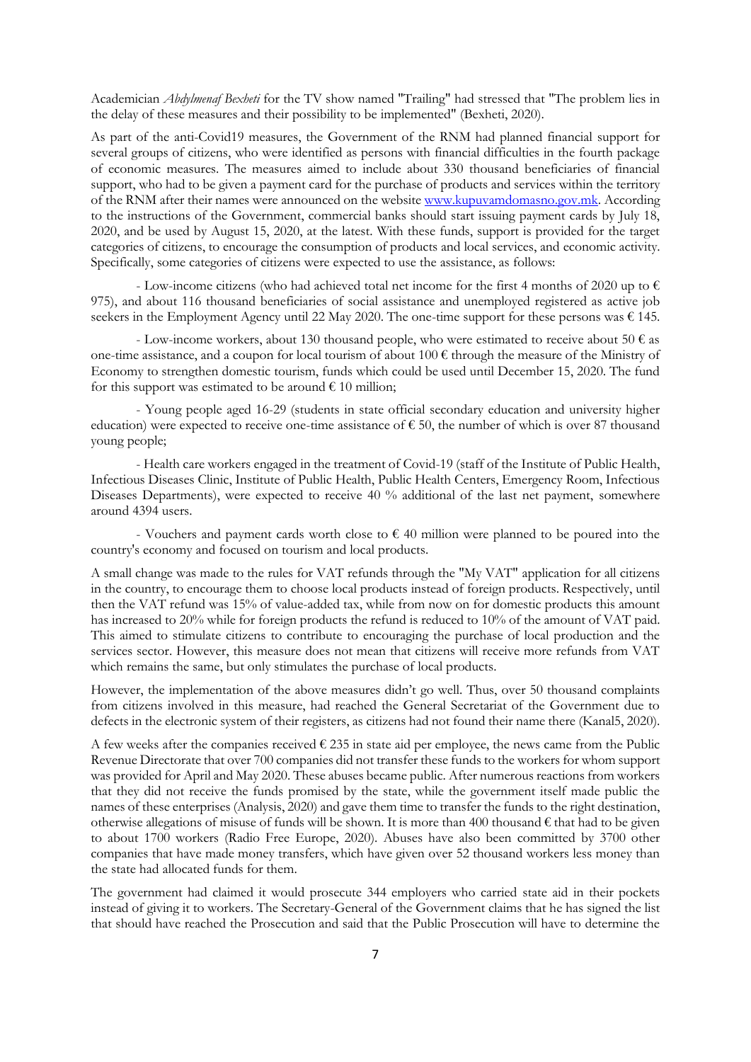Academician *Abdylmenaf Bexheti* for the TV show named "Trailing" had stressed that "The problem lies in the delay of these measures and their possibility to be implemented" (Bexheti, 2020).

As part of the anti-Covid19 measures, the Government of the RNM had planned financial support for several groups of citizens, who were identified as persons with financial difficulties in the fourth package of economic measures. The measures aimed to include about 330 thousand beneficiaries of financial support, who had to be given a payment card for the purchase of products and services within the territory of the RNM after their names were announced on the website [www.kupuvamdomasno.gov.mk](www.kupuvamdomasno.gov.mk). According to the instructions of the Government, commercial banks should start issuing payment cards by July 18, 2020, and be used by August 15, 2020, at the latest. With these funds, support is provided for the target categories of citizens, to encourage the consumption of products and local services, and economic activity. Specifically, some categories of citizens were expected to use the assistance, as follows:

- Low-income citizens (who had achieved total net income for the first 4 months of 2020 up to € 975), and about 116 thousand beneficiaries of social assistance and unemployed registered as active job seekers in the Employment Agency until 22 May 2020. The one-time support for these persons was € 145.

- Low-income workers, about 130 thousand people, who were estimated to receive about 50 € as one-time assistance, and a coupon for local tourism of about 100 € through the measure of the Ministry of Economy to strengthen domestic tourism, funds which could be used until December 15, 2020. The fund for this support was estimated to be around € 10 million;

- Young people aged 16-29 (students in state official secondary education and university higher education) were expected to receive one-time assistance of € 50, the number of which is over 87 thousand young people;

- Health care workers engaged in the treatment of Covid-19 (staff of the Institute of Public Health, Infectious Diseases Clinic, Institute of Public Health, Public Health Centers, Emergency Room, Infectious Diseases Departments), were expected to receive 40 % additional of the last net payment, somewhere around 4394 users.

- Vouchers and payment cards worth close to € 40 million were planned to be poured into the country's economy and focused on tourism and local products.

A small change was made to the rules for VAT refunds through the "My VAT" application for all citizens in the country, to encourage them to choose local products instead of foreign products. Respectively, until then the VAT refund was 15% of value-added tax, while from now on for domestic products this amount has increased to 20% while for foreign products the refund is reduced to 10% of the amount of VAT paid. This aimed to stimulate citizens to contribute to encouraging the purchase of local production and the services sector. However, this measure does not mean that citizens will receive more refunds from VAT which remains the same, but only stimulates the purchase of local products.

However, the implementation of the above measures didn't go well. Thus, over 50 thousand complaints from citizens involved in this measure, had reached the General Secretariat of the Government due to defects in the electronic system of their registers, as citizens had not found their name there (Kanal5, 2020).

A few weeks after the companies received € 235 in state aid per employee, the news came from the Public Revenue Directorate that over 700 companies did not transfer these funds to the workers for whom support was provided for April and May 2020. These abuses became public. After numerous reactions from workers that they did not receive the funds promised by the state, while the government itself made public the names of these enterprises (Analysis, 2020) and gave them time to transfer the funds to the right destination, otherwise allegations of misuse of funds will be shown. It is more than 400 thousand € that had to be given to about 1700 workers (Radio Free Europe, 2020). Abuses have also been committed by 3700 other companies that have made money transfers, which have given over 52 thousand workers less money than the state had allocated funds for them.

The government had claimed it would prosecute 344 employers who carried state aid in their pockets instead of giving it to workers. The Secretary-General of the Government claims that he has signed the list that should have reached the Prosecution and said that the Public Prosecution will have to determine the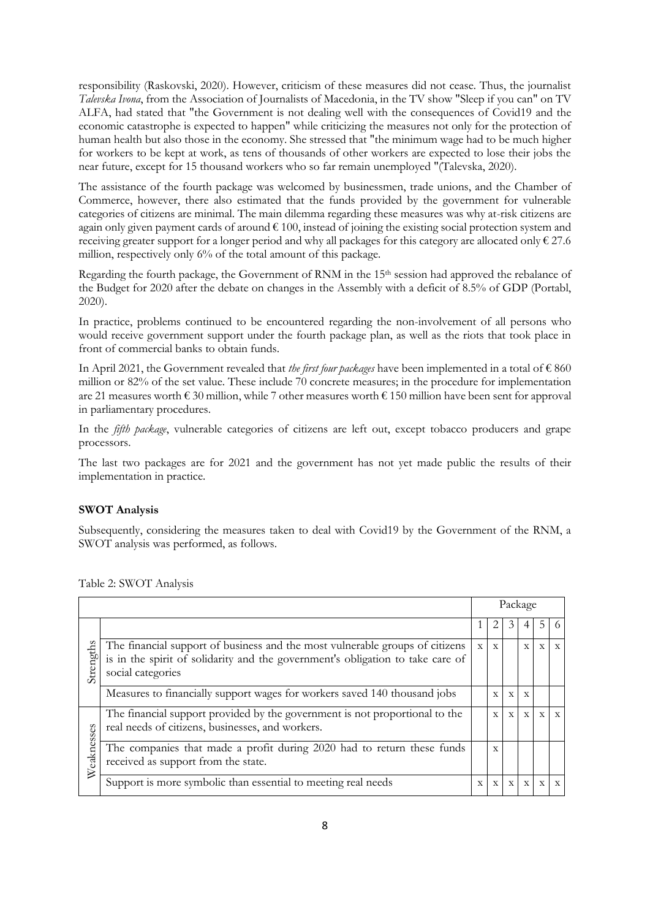responsibility (Raskovski, 2020). However, criticism of these measures did not cease. Thus, the journalist *Talevska Ivona*, from the Association of Journalists of Macedonia, in the TV show "Sleep if you can" on TV ALFA, had stated that "the Government is not dealing well with the consequences of Covid19 and the economic catastrophe is expected to happen" while criticizing the measures not only for the protection of human health but also those in the economy. She stressed that "the minimum wage had to be much higher for workers to be kept at work, as tens of thousands of other workers are expected to lose their jobs the near future, except for 15 thousand workers who so far remain unemployed "(Talevska, 2020).

The assistance of the fourth package was welcomed by businessmen, trade unions, and the Chamber of Commerce, however, there also estimated that the funds provided by the government for vulnerable categories of citizens are minimal. The main dilemma regarding these measures was why at-risk citizens are again only given payment cards of around € 100, instead of joining the existing social protection system and receiving greater support for a longer period and why all packages for this category are allocated only € 27.6 million, respectively only 6% of the total amount of this package.

Regarding the fourth package, the Government of RNM in the 15th session had approved the rebalance of the Budget for 2020 after the debate on changes in the Assembly with a deficit of 8.5% of GDP (Portabl, 2020).

In practice, problems continued to be encountered regarding the non-involvement of all persons who would receive government support under the fourth package plan, as well as the riots that took place in front of commercial banks to obtain funds.

In April 2021, the Government revealed that *the first four packages* have been implemented in a total of € 860 million or 82% of the set value. These include 70 concrete measures; in the procedure for implementation are 21 measures worth € 30 million, while 7 other measures worth € 150 million have been sent for approval in parliamentary procedures.

In the *fifth package*, vulnerable categories of citizens are left out, except tobacco producers and grape processors.

The last two packages are for 2021 and the government has not yet made public the results of their implementation in practice.

**SWOT Analysis**

Subsequently, considering the measures taken to deal with Covid19 by the Government of the RNM, a SWOT analysis was performed, as follows.

Table 2: SWOT Analysis

| | | Package | | | | | |
|---|---|---|---|---|---|---|---|
| | | 1 | 2 | 3 | 4 | 5 | 6 |
| Strengths | The financial support of business and the most vulnerable groups of citizens is in the spirit of solidarity and the government's obligation to take care of social categories | x | x | | x | x | x |
| | Measures to financially support wages for workers saved 140 thousand jobs | | x | x | x | | |
| Weaknesses | The financial support provided by the government is not proportional to the real needs of citizens, businesses, and workers. | | x | x | x | x | x |
| | The companies that made a profit during 2020 had to return these funds received as support from the state. | | x | | | | |
| | Support is more symbolic than essential to meeting real needs | x | x | x | x | x | x |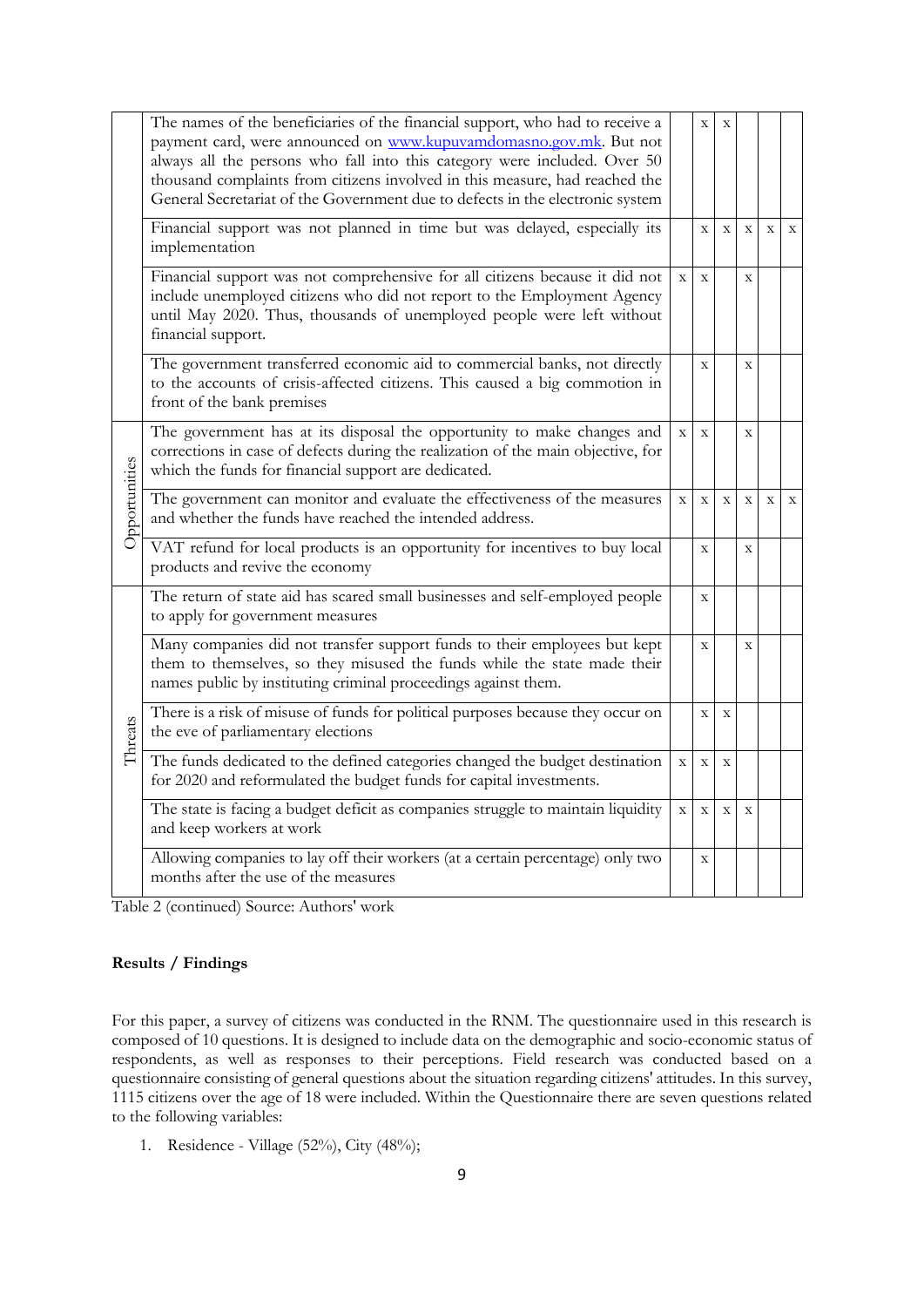| | | | | | | | |
|---|---|---|---|---|---|---|---|
| | The names of the beneficiaries of the financial support, who had to receive a payment card, were announced on www.kupuvamdomasno.gov.mk. But not always all the persons who fall into this category were included. Over 50 thousand complaints from citizens involved in this measure, had reached the General Secretariat of the Government due to defects in the electronic system | | x | x | | | |
| | Financial support was not planned in time but was delayed, especially its implementation | | x | x | x | x | x |
| | Financial support was not comprehensive for all citizens because it did not include unemployed citizens who did not report to the Employment Agency until May 2020. Thus, thousands of unemployed people were left without financial support. | x | x | | x | | |
| | The government transferred economic aid to commercial banks, not directly to the accounts of crisis-affected citizens. This caused a big commotion in front of the bank premises | | x | | x | | |
| Opportunities | The government has at its disposal the opportunity to make changes and corrections in case of defects during the realization of the main objective, for which the funds for financial support are dedicated. | x | x | | x | | |
| | The government can monitor and evaluate the effectiveness of the measures and whether the funds have reached the intended address. | x | x | x | x | x | x |
| | VAT refund for local products is an opportunity for incentives to buy local products and revive the economy | | x | | x | | |
| Threats | The return of state aid has scared small businesses and self-employed people to apply for government measures | | x | | | | |
| | Many companies did not transfer support funds to their employees but kept them to themselves, so they misused the funds while the state made their names public by instituting criminal proceedings against them. | | x | | x | | |
| | There is a risk of misuse of funds for political purposes because they occur on the eve of parliamentary elections | | x | x | | | |
| | The funds dedicated to the defined categories changed the budget destination for 2020 and reformulated the budget funds for capital investments. | x | x | x | | | |
| | The state is facing a budget deficit as companies struggle to maintain liquidity and keep workers at work | x | x | x | x | | |
| | Allowing companies to lay off their workers (at a certain percentage) only two months after the use of the measures | | x | | | | |

Table 2 (continued) Source: Authors' work

**Results / Findings**

For this paper, a survey of citizens was conducted in the RNM. The questionnaire used in this research is composed of 10 questions. It is designed to include data on the demographic and socio-economic status of respondents, as well as responses to their perceptions. Field research was conducted based on a questionnaire consisting of general questions about the situation regarding citizens' attitudes. In this survey, 1115 citizens over the age of 18 were included. Within the Questionnaire there are seven questions related to the following variables:

1. Residence - Village (52%), City (48%);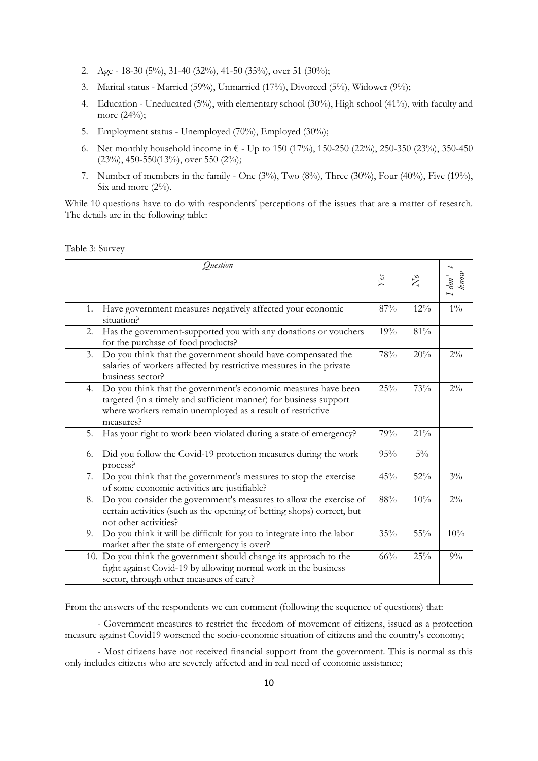2. Age - 18-30 (5%), 31-40 (32%), 41-50 (35%), over 51 (30%);
3. Marital status - Married (59%), Unmarried (17%), Divorced (5%), Widower (9%);
4. Education - Uneducated (5%), with elementary school (30%), High school (41%), with faculty and more (24%);
5. Employment status - Unemployed (70%), Employed (30%);
6. Net monthly household income in € - Up to 150 (17%), 150-250 (22%), 250-350 (23%), 350-450 (23%), 450-550(13%), over 550 (2%);
7. Number of members in the family - One (3%), Two (8%), Three (30%), Four (40%), Five (19%), Six and more (2%).

While 10 questions have to do with respondents' perceptions of the issues that are a matter of research. The details are in the following table:

Table 3: Survey

| *Question* | *Yes* | *No* | *I don' t know* |
|---|---|---|---|
| 1. Have government measures negatively affected your economic situation? | 87% | 12% | 1% |
| 2. Has the government-supported you with any donations or vouchers for the purchase of food products? | 19% | 81% | |
| 3. Do you think that the government should have compensated the salaries of workers affected by restrictive measures in the private business sector? | 78% | 20% | 2% |
| 4. Do you think that the government's economic measures have been targeted (in a timely and sufficient manner) for business support where workers remain unemployed as a result of restrictive measures? | 25% | 73% | 2% |
| 5. Has your right to work been violated during a state of emergency? | 79% | 21% | |
| 6. Did you follow the Covid-19 protection measures during the work process? | 95% | 5% | |
| 7. Do you think that the government's measures to stop the exercise of some economic activities are justifiable? | 45% | 52% | 3% |
| 8. Do you consider the government's measures to allow the exercise of certain activities (such as the opening of betting shops) correct, but not other activities? | 88% | 10% | 2% |
| 9. Do you think it will be difficult for you to integrate into the labor market after the state of emergency is over? | 35% | 55% | 10% |
| 10. Do you think the government should change its approach to the fight against Covid-19 by allowing normal work in the business sector, through other measures of care? | 66% | 25% | 9% |

From the answers of the respondents we can comment (following the sequence of questions) that:

- Government measures to restrict the freedom of movement of citizens, issued as a protection measure against Covid19 worsened the socio-economic situation of citizens and the country's economy;

- Most citizens have not received financial support from the government. This is normal as this only includes citizens who are severely affected and in real need of economic assistance;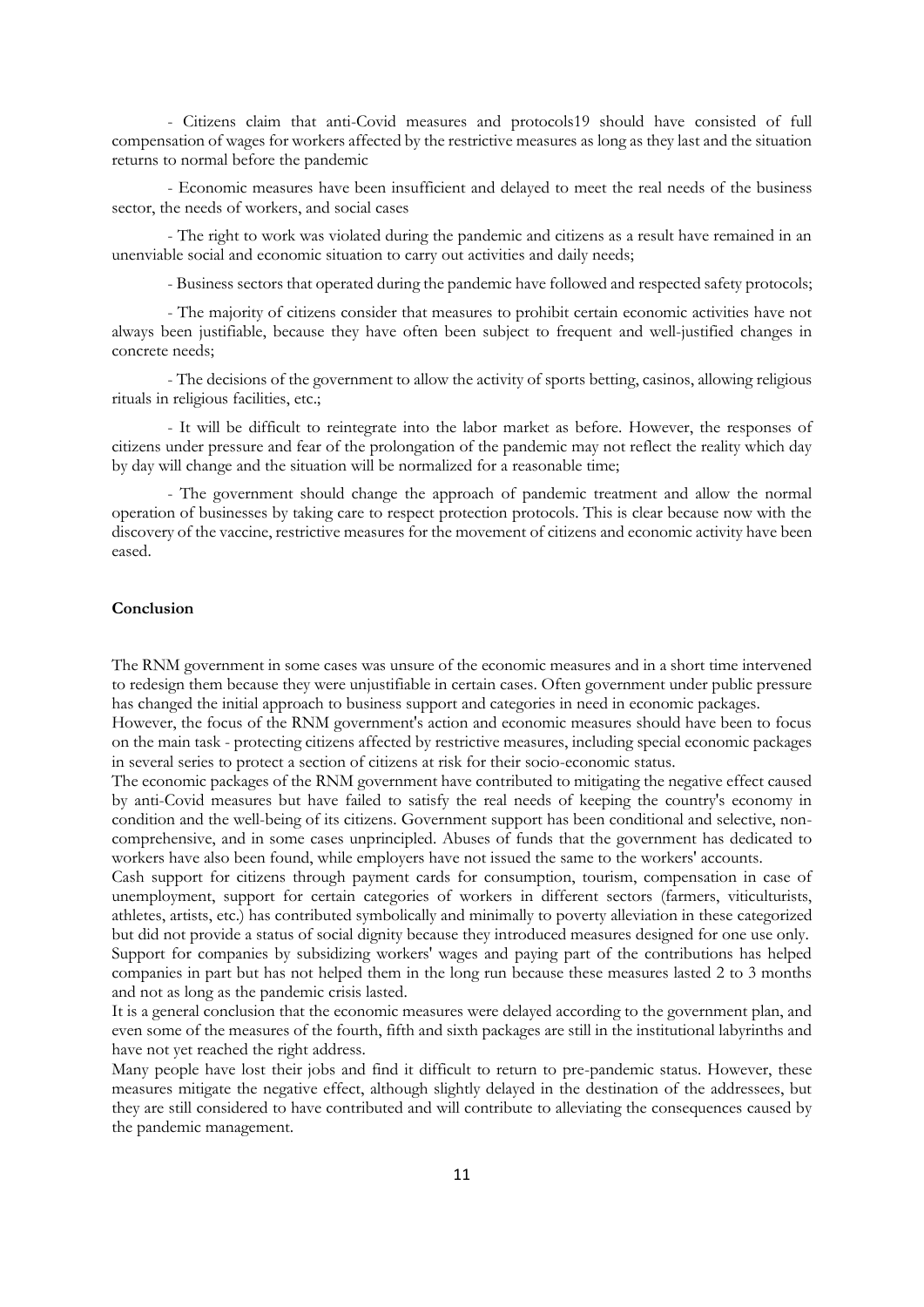- Citizens claim that anti-Covid measures and protocols19 should have consisted of full compensation of wages for workers affected by the restrictive measures as long as they last and the situation returns to normal before the pandemic

- Economic measures have been insufficient and delayed to meet the real needs of the business sector, the needs of workers, and social cases

- The right to work was violated during the pandemic and citizens as a result have remained in an unenviable social and economic situation to carry out activities and daily needs;

- Business sectors that operated during the pandemic have followed and respected safety protocols;

- The majority of citizens consider that measures to prohibit certain economic activities have not always been justifiable, because they have often been subject to frequent and well-justified changes in concrete needs;

- The decisions of the government to allow the activity of sports betting, casinos, allowing religious rituals in religious facilities, etc.;

- It will be difficult to reintegrate into the labor market as before. However, the responses of citizens under pressure and fear of the prolongation of the pandemic may not reflect the reality which day by day will change and the situation will be normalized for a reasonable time;

- The government should change the approach of pandemic treatment and allow the normal operation of businesses by taking care to respect protection protocols. This is clear because now with the discovery of the vaccine, restrictive measures for the movement of citizens and economic activity have been eased.

**Conclusion**

The RNM government in some cases was unsure of the economic measures and in a short time intervened to redesign them because they were unjustifiable in certain cases. Often government under public pressure has changed the initial approach to business support and categories in need in economic packages.
However, the focus of the RNM government's action and economic measures should have been to focus on the main task - protecting citizens affected by restrictive measures, including special economic packages in several series to protect a section of citizens at risk for their socio-economic status.
The economic packages of the RNM government have contributed to mitigating the negative effect caused by anti-Covid measures but have failed to satisfy the real needs of keeping the country's economy in condition and the well-being of its citizens. Government support has been conditional and selective, non-comprehensive, and in some cases unprincipled. Abuses of funds that the government has dedicated to workers have also been found, while employers have not issued the same to the workers' accounts.
Cash support for citizens through payment cards for consumption, tourism, compensation in case of unemployment, support for certain categories of workers in different sectors (farmers, viticulturists, athletes, artists, etc.) has contributed symbolically and minimally to poverty alleviation in these categorized but did not provide a status of social dignity because they introduced measures designed for one use only.
Support for companies by subsidizing workers' wages and paying part of the contributions has helped companies in part but has not helped them in the long run because these measures lasted 2 to 3 months and not as long as the pandemic crisis lasted.
It is a general conclusion that the economic measures were delayed according to the government plan, and even some of the measures of the fourth, fifth and sixth packages are still in the institutional labyrinths and have not yet reached the right address.
Many people have lost their jobs and find it difficult to return to pre-pandemic status. However, these measures mitigate the negative effect, although slightly delayed in the destination of the addressees, but they are still considered to have contributed and will contribute to alleviating the consequences caused by the pandemic management.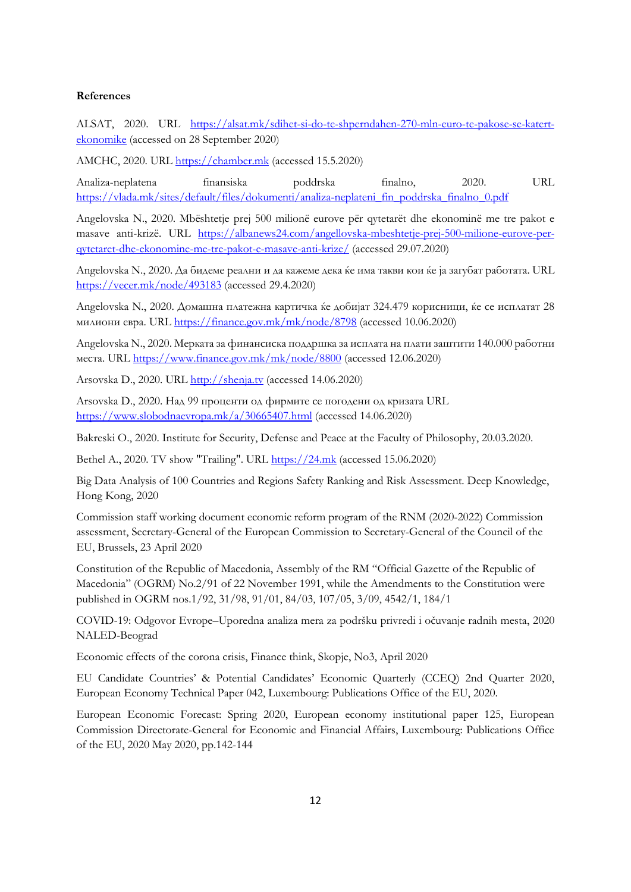**References**

ALSAT, 2020. URL https://alsat.mk/sdihet-si-do-te-shperndahen-270-mln-euro-te-pakose-se-katert-ekonomike (accessed on 28 September 2020)

AMCHC, 2020. URL https://chamber.mk (accessed 15.5.2020)

Analiza-neplatena finansiska poddrska finalno, 2020. URL https://vlada.mk/sites/default/files/dokumenti/analiza-neplateni_fin_poddrska_finalno_0.pdf

Angelovska N., 2020. Mbështetje prej 500 milionë eurove për qytetarët dhe ekonominë me tre pakot e masave anti-krizë. URL https://albanews24.com/angellovska-mbeshtetje-prej-500-milione-eurove-per-qytetaret-dhe-ekonomine-me-tre-pakot-e-masave-anti-krize/ (accessed 29.07.2020)

Angelovska N., 2020. Да бидеме реални и да кажеме дека ќе има такви кои ќе ја загубат работата. URL https://vecer.mk/node/493183 (accessed 29.4.2020)

Angelovska N., 2020. Домашна платежна картичка ќе добијат 324.479 корисници, ќе се исплатат 28 милиони евра. URL https://finance.gov.mk/mk/node/8798 (accessed 10.06.2020)

Angelovska N., 2020. Мерката за финансиска поддршка за исплата на плати заштити 140.000 работни места. URL https://www.finance.gov.mk/mk/node/8800 (accessed 12.06.2020)

Arsovska D., 2020. URL http://shenja.tv (accessed 14.06.2020)

Arsovska D., 2020. Над 99 проценти од фирмите се погодени од кризата URL https://www.slobodnaevropa.mk/a/30665407.html (accessed 14.06.2020)

Bakreski O., 2020. Institute for Security, Defense and Peace at the Faculty of Philosophy, 20.03.2020.

Bethel A., 2020. TV show "Trailing". URL https://24.mk (accessed 15.06.2020)

Big Data Analysis of 100 Countries and Regions Safety Ranking and Risk Assessment. Deep Knowledge, Hong Kong, 2020

Commission staff working document economic reform program of the RNM (2020-2022) Commission assessment, Secretary-General of the European Commission to Secretary-General of the Council of the EU, Brussels, 23 April 2020

Constitution of the Republic of Macedonia, Assembly of the RM "Official Gazette of the Republic of Macedonia" (OGRM) No.2/91 of 22 November 1991, while the Amendments to the Constitution were published in OGRM nos.1/92, 31/98, 91/01, 84/03, 107/05, 3/09, 4542/1, 184/1

COVID-19: Odgovor Evrope–Uporedna analiza mera za podršku privredi i očuvanje radnih mesta, 2020 NALED-Beograd

Economic effects of the corona crisis, Finance think, Skopje, No3, April 2020

EU Candidate Countries' & Potential Candidates' Economic Quarterly (CCEQ) 2nd Quarter 2020, European Economy Technical Paper 042, Luxembourg: Publications Office of the EU, 2020.

European Economic Forecast: Spring 2020, European economy institutional paper 125, European Commission Directorate-General for Economic and Financial Affairs, Luxembourg: Publications Office of the EU, 2020 May 2020, pp.142-144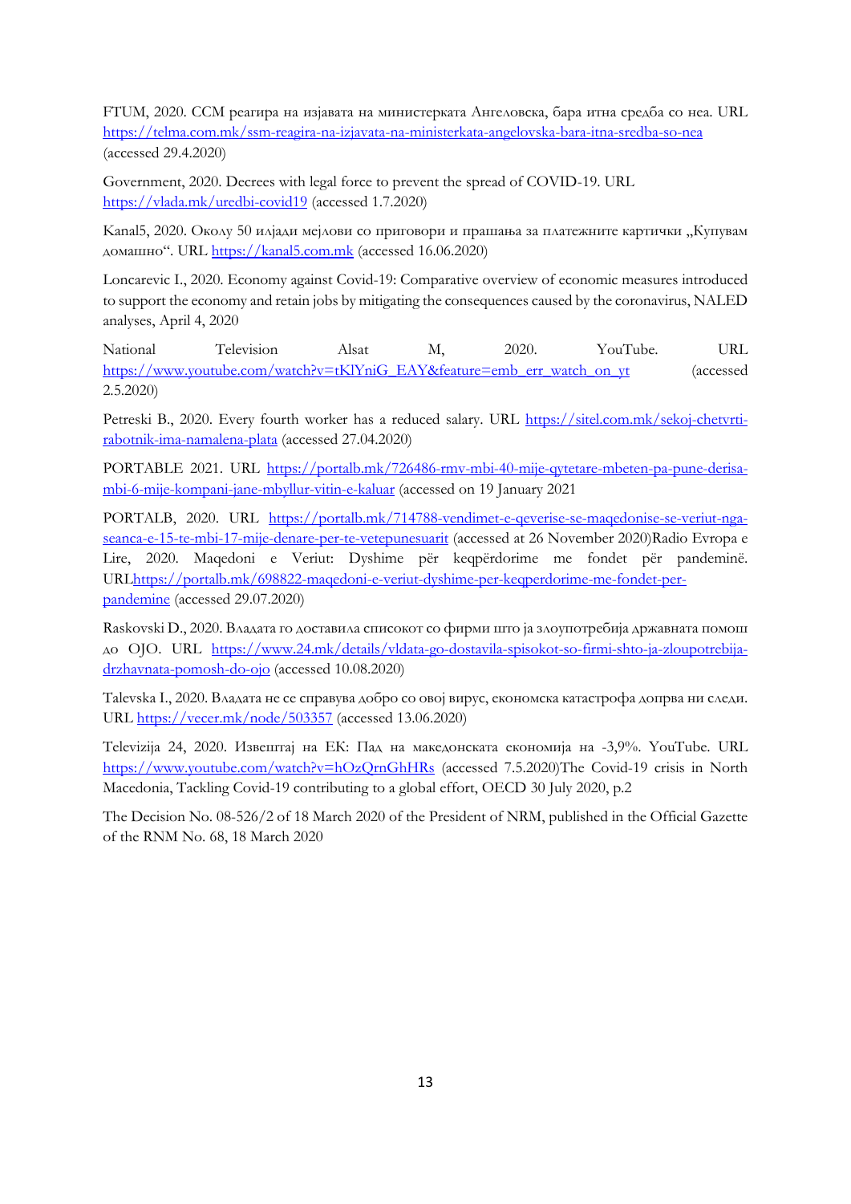FTUM, 2020. ССМ реагира на изјавата на министерката Ангеловска, бара итна средба со неа. URL https://telma.com.mk/ssm-reagira-na-izjavata-na-ministerkata-angelovska-bara-itna-sredba-so-nea (accessed 29.4.2020)

Government, 2020. Decrees with legal force to prevent the spread of COVID-19. URL https://vlada.mk/uredbi-covid19 (accessed 1.7.2020)

Kanal5, 2020. Околу 50 илјади мејлови со приговори и прашања за платежните картички „Купувам домашно". URL https://kanal5.com.mk (accessed 16.06.2020)

Loncarevic I., 2020. Economy against Covid-19: Comparative overview of economic measures introduced to support the economy and retain jobs by mitigating the consequences caused by the coronavirus, NALED analyses, April 4, 2020

National Television Alsat M, 2020. YouTube. URL https://www.youtube.com/watch?v=tKlYniG_EAY&feature=emb_err_watch_on_yt (accessed 2.5.2020)

Petreski B., 2020. Every fourth worker has a reduced salary. URL https://sitel.com.mk/sekoj-chetvrti-rabotnik-ima-namalena-plata (accessed 27.04.2020)

PORTABLE 2021. URL https://portalb.mk/726486-rmv-mbi-40-mije-qytetare-mbeten-pa-pune-derisa-mbi-6-mije-kompani-jane-mbyllur-vitin-e-kaluar (accessed on 19 January 2021

PORTALB, 2020. URL https://portalb.mk/714788-vendimet-e-qeverise-se-maqedonise-se-veriut-nga-seanca-e-15-te-mbi-17-mije-denare-per-te-vetepunesuarit (accessed at 26 November 2020)Radio Evropa e Lire, 2020. Maqedoni e Veriut: Dyshime për keqpërdorime me fondet për pandeminë. URLhttps://portalb.mk/698822-maqedoni-e-veriut-dyshime-per-keqperdorime-me-fondet-per-pandemine (accessed 29.07.2020)

Raskovski D., 2020. Владата го доставила списокот со фирми што ја злоупотребија државната помош до ОЈО. URL https://www.24.mk/details/vldata-go-dostavila-spisokot-so-firmi-shto-ja-zloupotrebija-drzhavnata-pomosh-do-ojo (accessed 10.08.2020)

Talevska I., 2020. Владата не се справува добро со овој вирус, економска катастрофа допрва ни следи. URL https://vecer.mk/node/503357 (accessed 13.06.2020)

Televizija 24, 2020. Извештај на ЕК: Пад на македонската економија на -3,9%. YouTube. URL https://www.youtube.com/watch?v=hOzQrnGhHRs (accessed 7.5.2020)The Covid-19 crisis in North Macedonia, Tackling Covid-19 contributing to a global effort, OECD 30 July 2020, p.2

The Decision No. 08-526/2 of 18 March 2020 of the President of NRM, published in the Official Gazette of the RNM No. 68, 18 March 2020